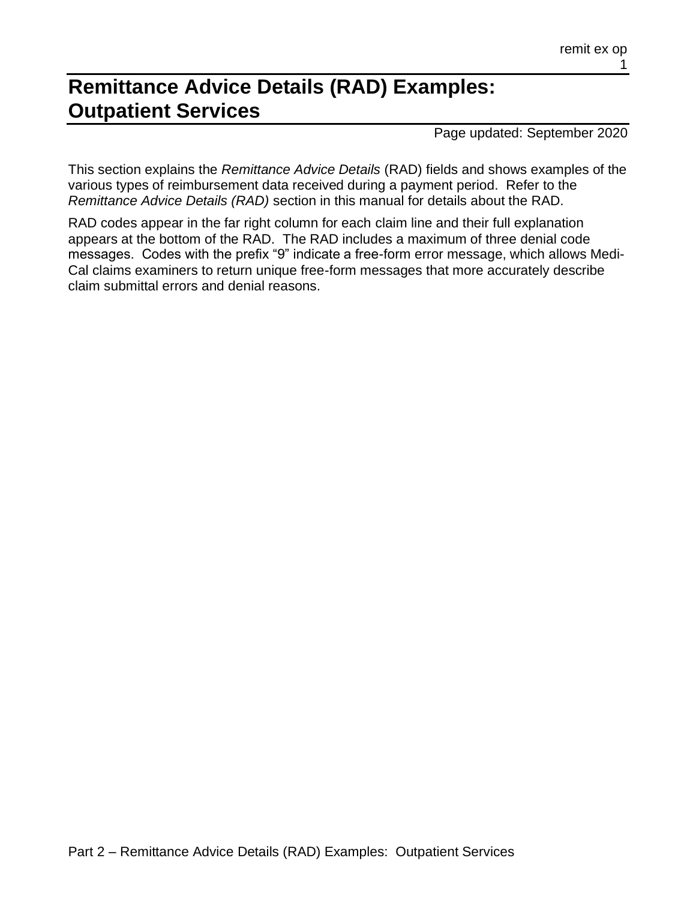# Remittance Advice Details (RAD) Examples: Outpatient Services

Page updated: September 2020

This section explains the *Remittance Advice Details* (RAD) fields and shows examples of the various types of reimbursement data received during a payment period. Refer to the *Remittance Advice Details (RAD)* section in this manual for details about the RAD.

RAD codes appear in the far right column for each claim line and their full explanation appears at the bottom of the RAD. The RAD includes a maximum of three denial code messages. Codes with the prefix "9" indicate a free-form error message, which allows Medi-Cal claims examiners to return unique free-form messages that more accurately describe claim submittal errors and denial reasons.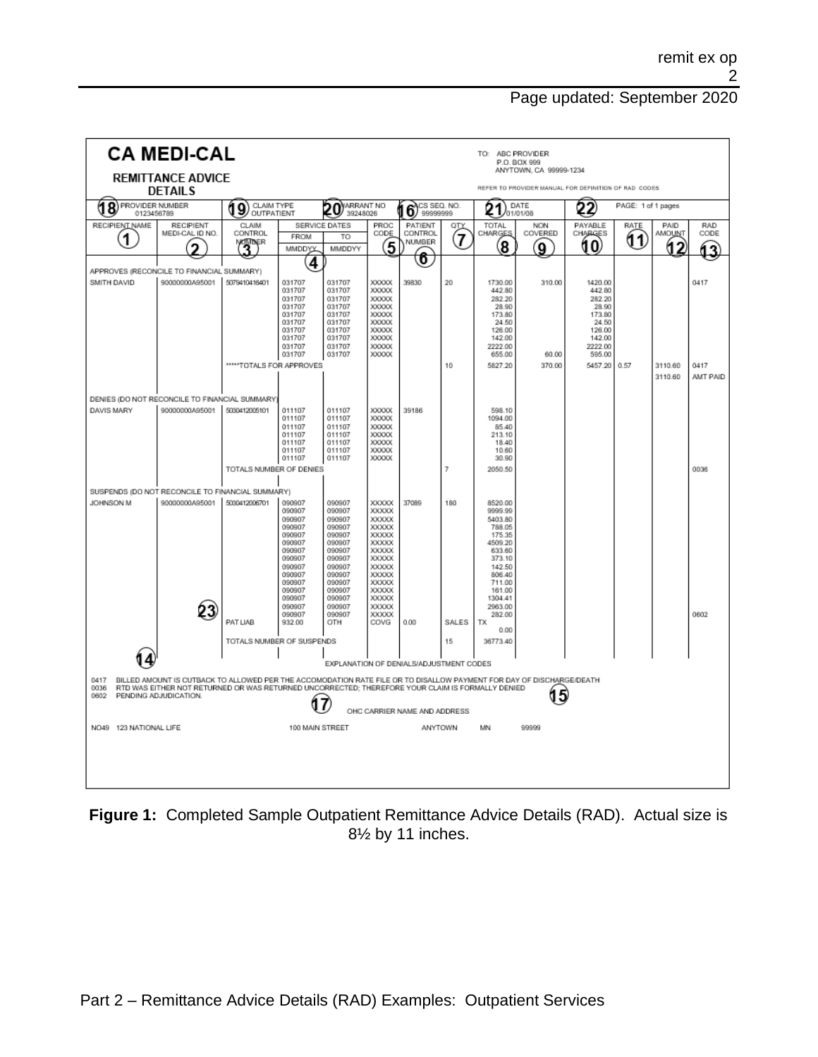**CA MEDI-CAL**

**REMITTANCE ADVICE DETAILS**

TO: ABC PROVIDER
P.O. BOX 999
ANYTOWN, CA 99999-1234

REFER TO PROVIDER MANUAL FOR DEFINITION OF RAD CODES

(18) PROVIDER NUMBER 0123456789 | (19) CLAIM TYPE OUTPATIENT | (20) WARRANT NO 39248026 | (16) ACS SEQ. NO. 99999999 | (21) DATE 01/01/08 | (22) PAGE: 1 of 1 pages

| RECIPIENT NAME (1) | RECIPIENT MEDI-CAL ID NO. (2) | CLAIM CONTROL NUMBER (3) | SERVICE DATES FROM MMDDYY (4) | SERVICE DATES TO MMDDYY | PROC CODE (5) | PATIENT CONTROL NUMBER (6) | QTY (7) | TOTAL CHARGES (8) | NON COVERED (9) | PAYABLE CHARGES (10) | RATE (11) | PAID AMOUNT (12) | RAD CODE (13) |
|---|---|---|---|---|---|---|---|---|---|---|---|---|---|
| APPROVES (RECONCILE TO FINANCIAL SUMMARY) | | | | | | | | | | | | | |
| SMITH DAVID | 90000000A95001 | 5079410416401 | 031707 | 031707 | XXXXX | 39830 | 20 | 1730.00 | 310.00 | 1420.00 | | | 0417 |
| | | | 031707 | 031707 | XXXXX | | | 442.80 | | 442.80 | | | |
| | | | 031707 | 031707 | XXXXX | | | 282.20 | | 282.20 | | | |
| | | | 031707 | 031707 | XXXXX | | | 28.90 | | 28.90 | | | |
| | | | 031707 | 031707 | XXXXX | | | 173.80 | | 173.80 | | | |
| | | | 031707 | 031707 | XXXXX | | | 24.50 | | 24.50 | | | |
| | | | 031707 | 031707 | XXXXX | | | 126.00 | | 126.00 | | | |
| | | | 031707 | 031707 | XXXXX | | | 142.00 | | 142.00 | | | |
| | | | 031707 | 031707 | XXXXX | | | 2222.00 | | 2222.00 | | | |
| | | | 031707 | 031707 | XXXXX | | | 655.00 | 60.00 | 595.00 | | | |
| | | *****TOTALS FOR APPROVES | | | | | 10 | 5827.20 | 370.00 | 5457.20 | 0.57 | 3110.60 | 0417 |
| | | | | | | | | | | | | 3110.60 | AMT PAID |
| DENIES (DO NOT RECONCILE TO FINANCIAL SUMMARY) | | | | | | | | | | | | | |
| DAVIS MARY | 90000000A95001 | 5030412005101 | 011107 | 011107 | XXXXX | 39186 | | 598.10 | | | | | |
| | | | 011107 | 011107 | XXXXX | | | 1094.00 | | | | | |
| | | | 011107 | 011107 | XXXXX | | | 85.40 | | | | | |
| | | | 011107 | 011107 | XXXXX | | | 213.10 | | | | | |
| | | | 011107 | 011107 | XXXXX | | | 18.40 | | | | | |
| | | | 011107 | 011107 | XXXXX | | | 10.60 | | | | | |
| | | | 011107 | 011107 | XXXXX | | | 30.90 | | | | | |
| | | TOTALS NUMBER OF DENIES | | | | | 7 | 2050.50 | | | | | 0036 |
| SUSPENDS (DO NOT RECONCILE TO FINANCIAL SUMMARY) | | | | | | | | | | | | | |
| JOHNSON M | 90000000A95001 | 5030412006701 | 090907 | 090907 | XXXXX | 37089 | 180 | 8520.00 | | | | | |
| | | | 090907 | 090907 | XXXXX | | | 9999.99 | | | | | |
| | | | 090907 | 090907 | XXXXX | | | 5403.80 | | | | | |
| | | | 090907 | 090907 | XXXXX | | | 788.05 | | | | | |
| | | | 090907 | 090907 | XXXXX | | | 175.35 | | | | | |
| | | | 090907 | 090907 | XXXXX | | | 4509.20 | | | | | |
| | | | 090907 | 090907 | XXXXX | | | 633.60 | | | | | |
| | | | 090907 | 090907 | XXXXX | | | 373.10 | | | | | |
| | | | 090907 | 090907 | XXXXX | | | 142.50 | | | | | |
| | | | 090907 | 090907 | XXXXX | | | 806.40 | | | | | |
| | | | 090907 | 090907 | XXXXX | | | 711.00 | | | | | |
| | | | 090907 | 090907 | XXXXX | | | 161.00 | | | | | |
| | | | 090907 | 090907 | XXXXX | | | 1304.41 | | | | | |
| | (23) | | 090907 | 090907 | XXXXX | | | 2963.00 | | | | | |
| | | | 090907 | 090907 | XXXXX | | | 282.00 | | | | | 0602 |
| | | PAT LIAB | 932.00 | OTH | COVG | 0.00 | SALES | TX 0.00 | | | | | |
| | | TOTALS NUMBER OF SUSPENDS | | | | | 15 | 36773.40 | | | | | |

(14)

EXPLANATION OF DENIALS/ADJUSTMENT CODES

0417 BILLED AMOUNT IS CUTBACK TO ALLOWED PER THE ACCOMODATION RATE FILE OR TO DISALLOW PAYMENT FOR DAY OF DISCHARGE/DEATH
0036 RTD WAS EITHER NOT RETURNED OR WAS RETURNED UNCORRECTED; THEREFORE YOUR CLAIM IS FORMALLY DENIED
0602 PENDING ADJUDICATION. (15)

(17) OHC CARRIER NAME AND ADDRESS

NO49 123 NATIONAL LIFE 100 MAIN STREET ANYTOWN MN 99999

**Figure 1:** Completed Sample Outpatient Remittance Advice Details (RAD). Actual size is 8½ by 11 inches.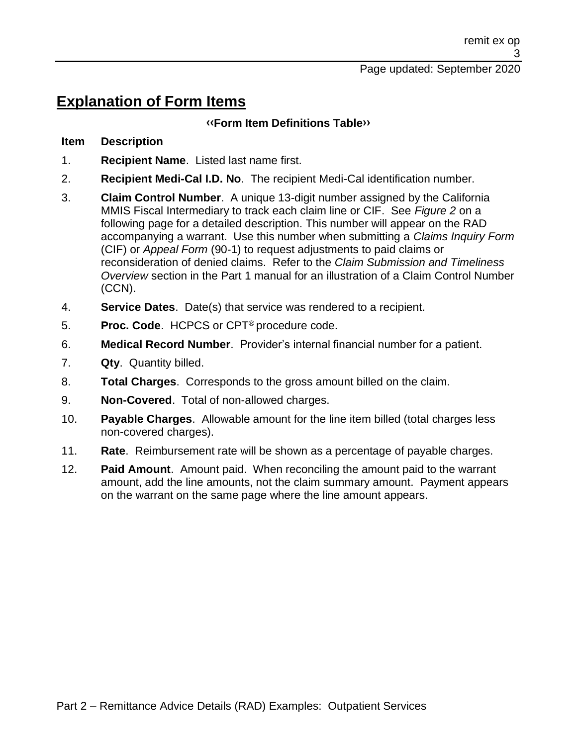# Explanation of Form Items

**‹‹Form Item Definitions Table››**

| Item | Description |
|---|---|
| 1. | **Recipient Name**. Listed last name first. |
| 2. | **Recipient Medi-Cal I.D. No**. The recipient Medi-Cal identification number. |
| 3. | **Claim Control Number**. A unique 13-digit number assigned by the California MMIS Fiscal Intermediary to track each claim line or CIF. See *Figure 2* on a following page for a detailed description. This number will appear on the RAD accompanying a warrant. Use this number when submitting a *Claims Inquiry Form* (CIF) or *Appeal Form* (90-1) to request adjustments to paid claims or reconsideration of denied claims. Refer to the *Claim Submission and Timeliness Overview* section in the Part 1 manual for an illustration of a Claim Control Number (CCN). |
| 4. | **Service Dates**. Date(s) that service was rendered to a recipient. |
| 5. | **Proc. Code**. HCPCS or CPT® procedure code. |
| 6. | **Medical Record Number**. Provider's internal financial number for a patient. |
| 7. | **Qty**. Quantity billed. |
| 8. | **Total Charges**. Corresponds to the gross amount billed on the claim. |
| 9. | **Non-Covered**. Total of non-allowed charges. |
| 10. | **Payable Charges**. Allowable amount for the line item billed (total charges less non-covered charges). |
| 11. | **Rate**. Reimbursement rate will be shown as a percentage of payable charges. |
| 12. | **Paid Amount**. Amount paid. When reconciling the amount paid to the warrant amount, add the line amounts, not the claim summary amount. Payment appears on the warrant on the same page where the line amount appears. |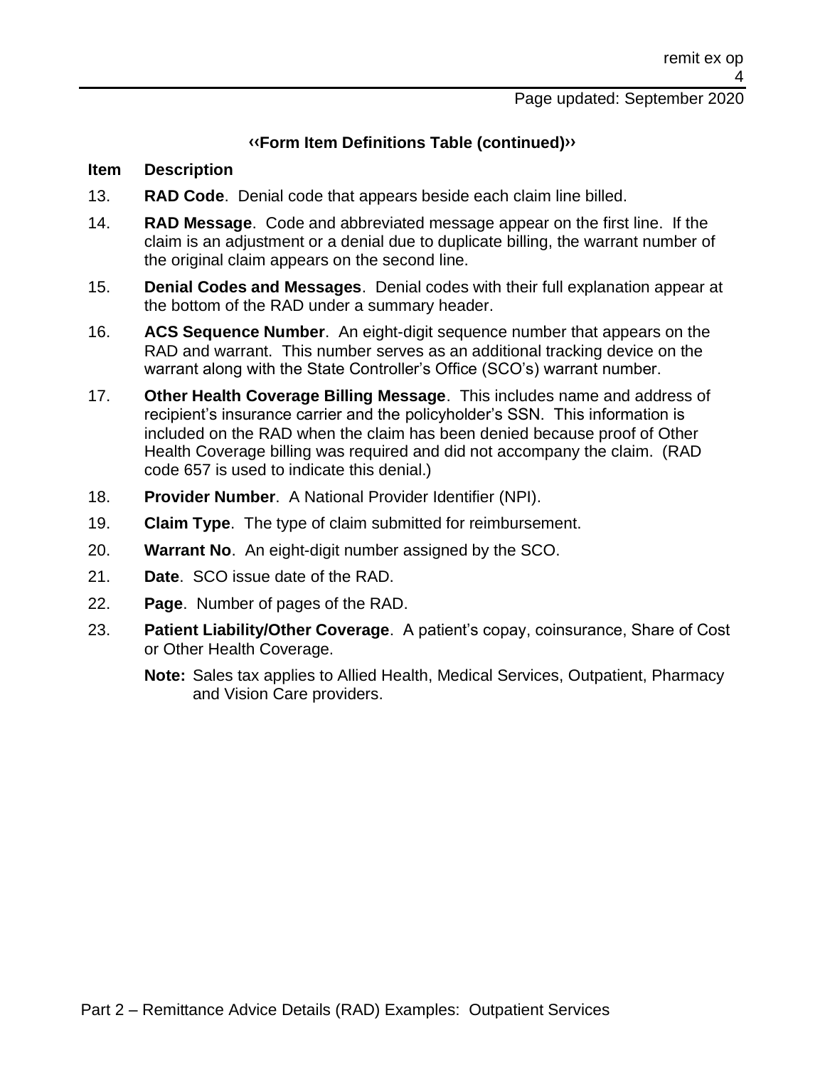### ‹‹Form Item Definitions Table (continued)››

| Item | Description |
|---|---|
| 13. | **RAD Code**. Denial code that appears beside each claim line billed. |
| 14. | **RAD Message**. Code and abbreviated message appear on the first line. If the claim is an adjustment or a denial due to duplicate billing, the warrant number of the original claim appears on the second line. |
| 15. | **Denial Codes and Messages**. Denial codes with their full explanation appear at the bottom of the RAD under a summary header. |
| 16. | **ACS Sequence Number**. An eight-digit sequence number that appears on the RAD and warrant. This number serves as an additional tracking device on the warrant along with the State Controller's Office (SCO's) warrant number. |
| 17. | **Other Health Coverage Billing Message**. This includes name and address of recipient's insurance carrier and the policyholder's SSN. This information is included on the RAD when the claim has been denied because proof of Other Health Coverage billing was required and did not accompany the claim. (RAD code 657 is used to indicate this denial.) |
| 18. | **Provider Number**. A National Provider Identifier (NPI). |
| 19. | **Claim Type**. The type of claim submitted for reimbursement. |
| 20. | **Warrant No**. An eight-digit number assigned by the SCO. |
| 21. | **Date**. SCO issue date of the RAD. |
| 22. | **Page**. Number of pages of the RAD. |
| 23. | **Patient Liability/Other Coverage**. A patient's copay, coinsurance, Share of Cost or Other Health Coverage.<br><br>**Note:** Sales tax applies to Allied Health, Medical Services, Outpatient, Pharmacy and Vision Care providers. |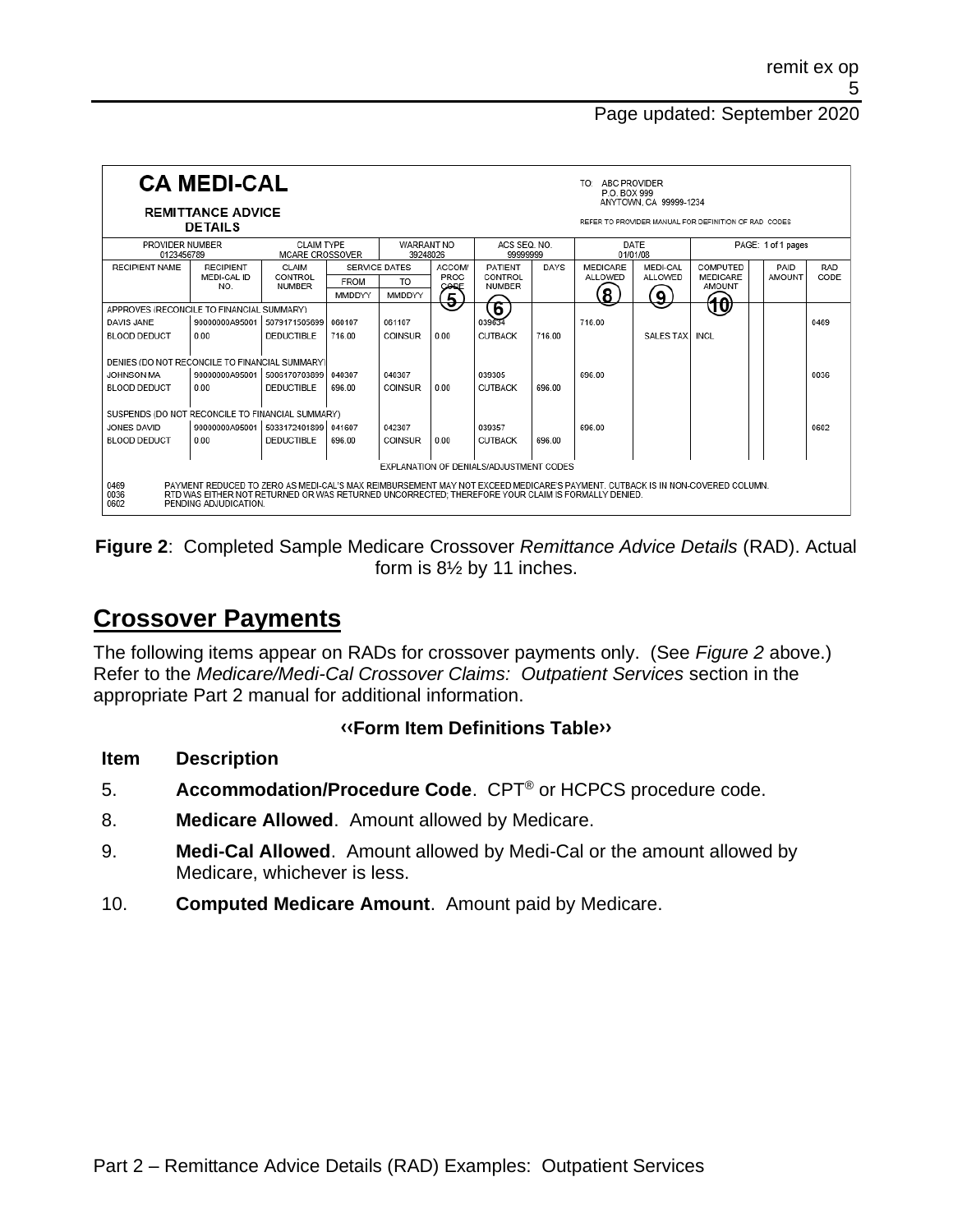**CA MEDI-CAL**

**REMITTANCE ADVICE DETAILS**

TO: ABC PROVIDER
P.O. BOX 999
ANYTOWN, CA 99999-1234

REFER TO PROVIDER MANUAL FOR DEFINITION OF RAD CODES

| PROVIDER NUMBER | CLAIM TYPE | | WARRANT NO | | ACS SEQ. NO. | | DATE | | PAGE: 1 of 1 pages | | |
|---|---|---|---|---|---|---|---|---|---|---|---|
| 0123456789 | MCARE CROSSOVER | | 39248026 | | 99999999 | | 01/01/08 | | | | |
| RECIPIENT NAME | RECIPIENT MEDI-CAL ID NO. | CLAIM CONTROL NUMBER | SERVICE DATES FROM MMDDYY | TO MMDDYY | ACCOM/ PROC CODE (5) | PATIENT CONTROL NUMBER (6) | DAYS | MEDICARE ALLOWED (8) | MEDI-CAL ALLOWED (9) | COMPUTED MEDICARE AMOUNT (10) | PAID AMOUNT | RAD CODE |
| APPROVES (RECONCILE TO FINANCIAL SUMMARY) | | | | | | | | | | | | |
| DAVIS JANE | 90000000A95001 | 5079171505699 | 060107 | 061107 | | 039034 | | 716.00 | | | | 0469 |
| BLOOD DEDUCT | 0.00 | DEDUCTIBLE | 716.00 | COINSUR | 0.00 | CUTBACK | 716.00 | | SALES TAX | INCL | | |
| DENIES (DO NOT RECONCILE TO FINANCIAL SUMMARY) | | | | | | | | | | | | |
| JOHNSON MA | 90000000A95001 | 5006170703899 | 040307 | 040307 | | 039305 | | 696.00 | | | | 0036 |
| BLOOD DEDUCT | 0.00 | DEDUCTIBLE | 696.00 | COINSUR | 0.00 | CUTBACK | 696.00 | | | | | |
| SUSPENDS (DO NOT RECONCILE TO FINANCIAL SUMMARY) | | | | | | | | | | | | |
| JONES DAVID | 90000000A95001 | 5033172401899 | 041607 | 042307 | | 039357 | | 696.00 | | | | 0602 |
| BLOOD DEDUCT | 0.00 | DEDUCTIBLE | 696.00 | COINSUR | 0.00 | CUTBACK | 696.00 | | | | | |

EXPLANATION OF DENIALS/ADJUSTMENT CODES

0469 PAYMENT REDUCED TO ZERO AS MEDI-CAL'S MAX REIMBURSEMENT MAY NOT EXCEED MEDICARE'S PAYMENT. CUTBACK IS IN NON-COVERED COLUMN.
0036 RTD WAS EITHER NOT RETURNED OR WAS RETURNED UNCORRECTED; THEREFORE YOUR CLAIM IS FORMALLY DENIED.
0602 PENDING ADJUDICATION.

**Figure 2**: Completed Sample Medicare Crossover *Remittance Advice Details* (RAD). Actual form is 8½ by 11 inches.

## Crossover Payments

The following items appear on RADs for crossover payments only. (See *Figure 2* above.) Refer to the *Medicare/Medi-Cal Crossover Claims: Outpatient Services* section in the appropriate Part 2 manual for additional information.

**‹‹Form Item Definitions Table››**

| Item | Description |
|---|---|
| 5. | **Accommodation/Procedure Code**. CPT® or HCPCS procedure code. |
| 8. | **Medicare Allowed**. Amount allowed by Medicare. |
| 9. | **Medi-Cal Allowed**. Amount allowed by Medi-Cal or the amount allowed by Medicare, whichever is less. |
| 10. | **Computed Medicare Amount**. Amount paid by Medicare. |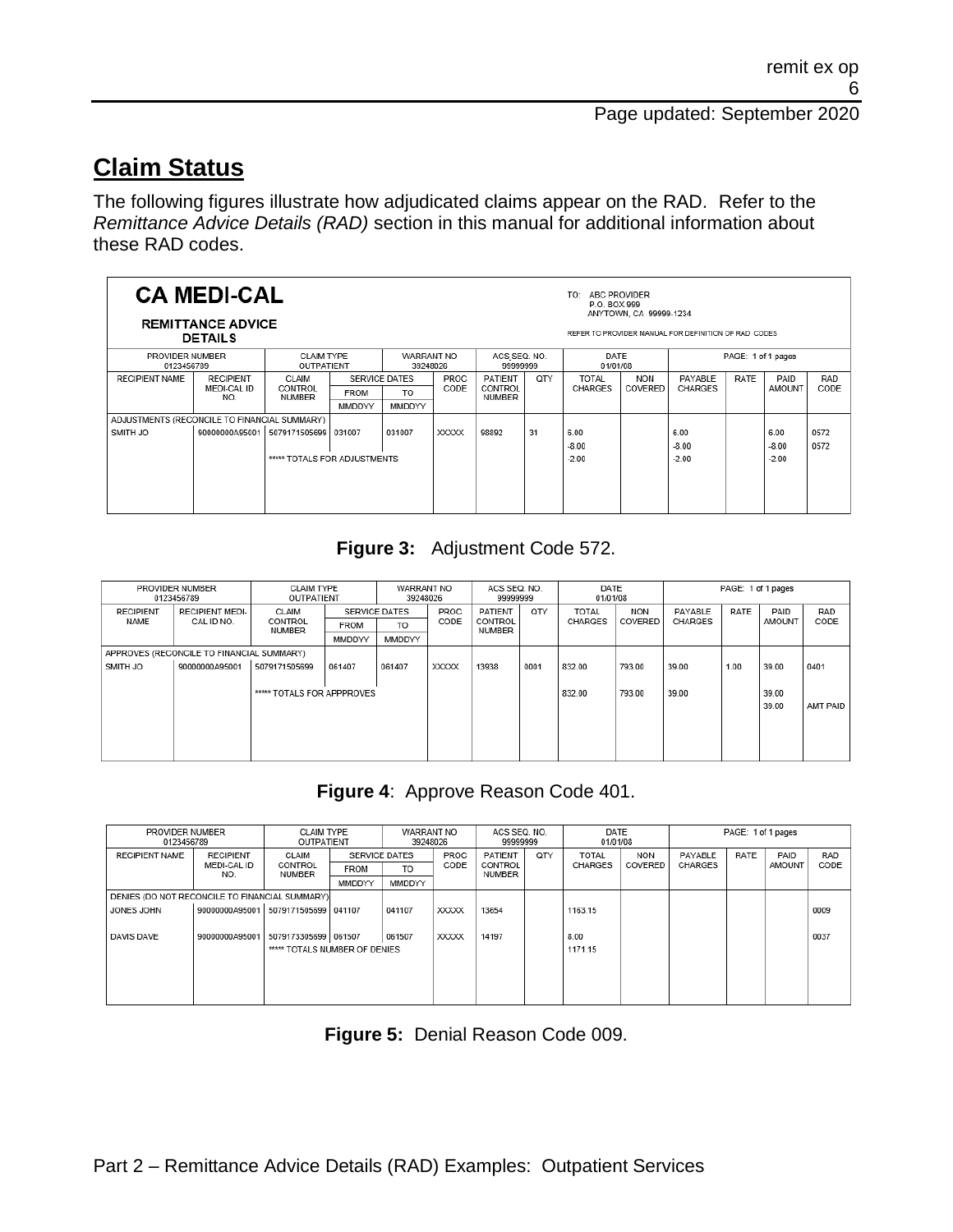## Claim Status

The following figures illustrate how adjudicated claims appear on the RAD. Refer to the *Remittance Advice Details (RAD)* section in this manual for additional information about these RAD codes.

**CA MEDI-CAL**

**REMITTANCE ADVICE DETAILS**

TO: ABC PROVIDER
P.O. BOX 999
ANYTOWN, CA 99999-1234

REFER TO PROVIDER MANUAL FOR DEFINITION OF RAD CODES

| PROVIDER NUMBER 0123456789 | | CLAIM TYPE OUTPATIENT | | WARRANT NO 39248026 | | ACS SEQ. NO. 99999999 | | DATE 01/01/08 | | PAGE: 1 of 1 pages | | | |
|---|---|---|---|---|---|---|---|---|---|---|---|---|---|
| RECIPIENT NAME | RECIPIENT MEDI-CAL ID NO. | CLAIM CONTROL NUMBER | SERVICE DATES FROM MMDDYY | SERVICE DATES TO MMDDYY | PROC CODE | PATIENT CONTROL NUMBER | QTY | TOTAL CHARGES | NON COVERED | PAYABLE CHARGES | RATE | PAID AMOUNT | RAD CODE |
| ADJUSTMENTS (RECONCILE TO FINANCIAL SUMMARY) | | | | | | | | | | | | | |
| SMITH JO | 90000000A95001 | 5079171505699 | 031007 | 031007 | XXXXX | 98892 | 31 | 6.00 | | 6.00 | | 6.00 | 0572 |
| | | | | | | | | -8.00 | | -8.00 | | -8.00 | 0572 |
| | | ***** TOTALS FOR ADJUSTMENTS | | | | | | -2.00 | | -2.00 | | -2.00 | |

**Figure 3:** Adjustment Code 572.

| PROVIDER NUMBER 0123456789 | | CLAIM TYPE OUTPATIENT | | WARRANT NO 39248026 | | ACS SEQ. NO. 99999999 | | DATE 01/01/08 | | PAGE: 1 of 1 pages | | | |
|---|---|---|---|---|---|---|---|---|---|---|---|---|---|
| RECIPIENT NAME | RECIPIENT MEDI-CAL ID NO. | CLAIM CONTROL NUMBER | SERVICE DATES FROM MMDDYY | SERVICE DATES TO MMDDYY | PROC CODE | PATIENT CONTROL NUMBER | QTY | TOTAL CHARGES | NON COVERED | PAYABLE CHARGES | RATE | PAID AMOUNT | RAD CODE |
| APPROVES (RECONCILE TO FINANCIAL SUMMARY) | | | | | | | | | | | | | |
| SMITH JO | 90000000A95001 | 5079171505699 | 061407 | 061407 | XXXXX | 13938 | 0001 | 832.00 | 793.00 | 39.00 | 1.00 | 39.00 | 0401 |
| | | ***** TOTALS FOR APPPROVES | | | | | | 832.00 | 793.00 | 39.00 | | 39.00 | |
| | | | | | | | | | | | | 39.00 | AMT PAID |

**Figure 4**: Approve Reason Code 401.

| PROVIDER NUMBER 0123456789 | | CLAIM TYPE OUTPATIENT | | WARRANT NO 39248026 | | ACS SEQ. NO. 99999999 | | DATE 01/01/08 | | PAGE: 1 of 1 pages | | | |
|---|---|---|---|---|---|---|---|---|---|---|---|---|---|
| RECIPIENT NAME | RECIPIENT MEDI-CAL ID NO. | CLAIM CONTROL NUMBER | SERVICE DATES FROM MMDDYY | SERVICE DATES TO MMDDYY | PROC CODE | PATIENT CONTROL NUMBER | QTY | TOTAL CHARGES | NON COVERED | PAYABLE CHARGES | RATE | PAID AMOUNT | RAD CODE |
| DENIES (DO NOT RECONCILE TO FINANCIAL SUMMARY) | | | | | | | | | | | | | |
| JONES JOHN | 90000000A95001 | 5079171505699 | 041107 | 041107 | XXXXX | 13654 | | 1163.15 | | | | | 0009 |
| DAVIS DAVE | 90000000A95001 | 5079173305699 | 061507 | 061507 | XXXXX | 14197 | | 8.00 | | | | | 0037 |
| | | ***** TOTALS NUMBER OF DENIES | | | | | | 1171.15 | | | | | |

**Figure 5:** Denial Reason Code 009.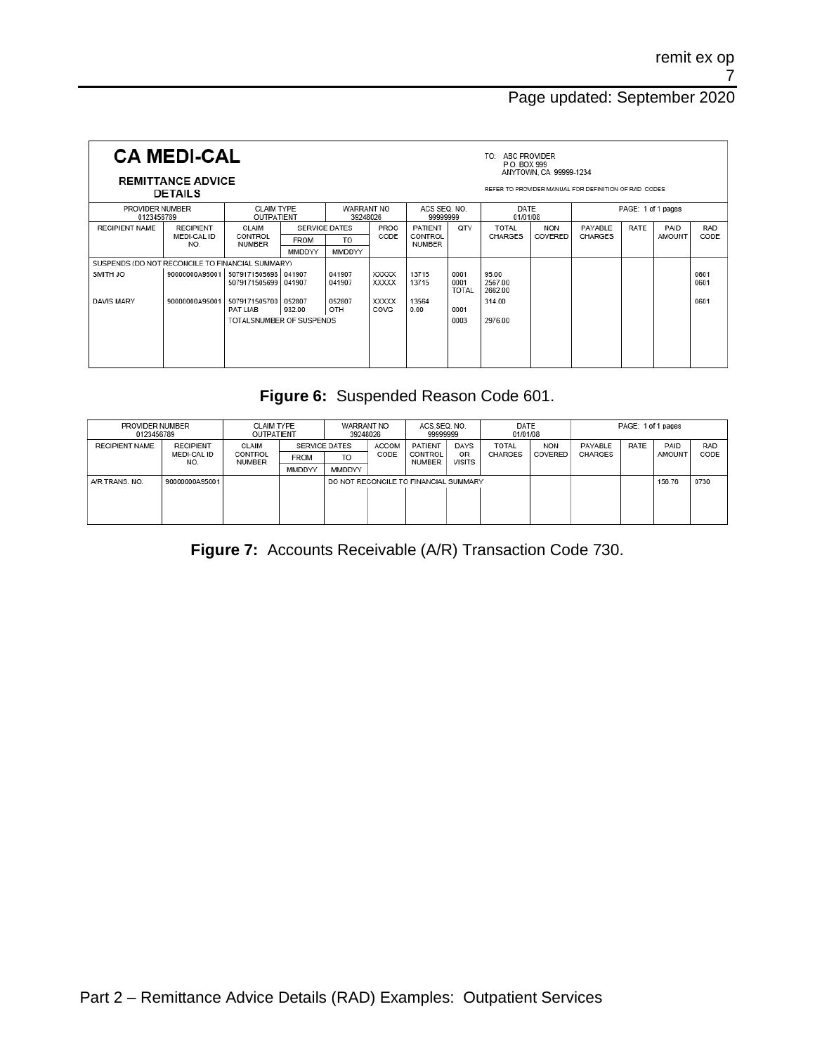**CA MEDI-CAL**

**REMITTANCE ADVICE DETAILS**

TO: ABC PROVIDER
P.O. BOX 999
ANYTOWN, CA 99999-1234

REFER TO PROVIDER MANUAL FOR DEFINITION OF RAD CODES

| PROVIDER NUMBER 0123456789 | | CLAIM TYPE OUTPATIENT | | WARRANT NO 39248026 | | ACS SEQ. NO. 99999999 | | DATE 01/01/08 | | PAGE: 1 of 1 pages | | | |
|---|---|---|---|---|---|---|---|---|---|---|---|---|---|
| RECIPIENT NAME | RECIPIENT MEDI-CAL ID NO. | CLAIM CONTROL NUMBER | SERVICE DATES | | PROC CODE | PATIENT CONTROL NUMBER | QTY | TOTAL CHARGES | NON COVERED | PAYABLE CHARGES | RATE | PAID AMOUNT | RAD CODE |
| | | | FROM | TO | | | | | | | | | |
| | | | MMDDYY | MMDDYY | | | | | | | | | |
| SUSPENDS (DO NOT RECONCILE TO FINANCIAL SUMMARY) | | | | | | | | | | | | | |
| SMITH JO | 90000000A95001 | 5079171505698 | 041907 | 041907 | XXXXX | 13715 | 0001 | 95.00 | | | | | 0601 |
| | | 5079171505699 | 041907 | 041907 | XXXXX | 13715 | 0001 | 2567.00 | | | | | 0601 |
| | | | | | | | TOTAL | 2662.00 | | | | | |
| DAVIS MARY | 90000000A95001 | 5079171505700 | 052807 | 052807 | XXXXX | 13564 | | 314.00 | | | | | 0601 |
| | | PAT LIAB | 932.00 | OTH | COVG | 0.00 | 0001 | | | | | | |
| | | TOTALSNUMBER OF SUSPENDS | | | | | 0003 | 2976.00 | | | | | |

**Figure 6:** Suspended Reason Code 601.

| PROVIDER NUMBER 0123456789 | | CLAIM TYPE OUTPATIENT | | WARRANT NO 39248026 | | ACS SEQ. NO. 99999999 | | DATE 01/01/08 | | PAGE: 1 of 1 pages | | | |
|---|---|---|---|---|---|---|---|---|---|---|---|---|---|
| RECIPIENT NAME | RECIPIENT MEDI-CAL ID NO. | CLAIM CONTROL NUMBER | SERVICE DATES | | ACCOM CODE | PATIENT CONTROL NUMBER | DAYS OR VISITS | TOTAL CHARGES | NON COVERED | PAYABLE CHARGES | RATE | PAID AMOUNT | RAD CODE |
| | | | FROM | TO | | | | | | | | | |
| | | | MMDDYY | MMDDYY | | | | | | | | | |
| A/R TRANS. NO. | 90000000A95001 | | | DO NOT RECONCILE TO FINANCIAL SUMMARY | | | | | | | | 156.76 | 0730 |

**Figure 7:** Accounts Receivable (A/R) Transaction Code 730.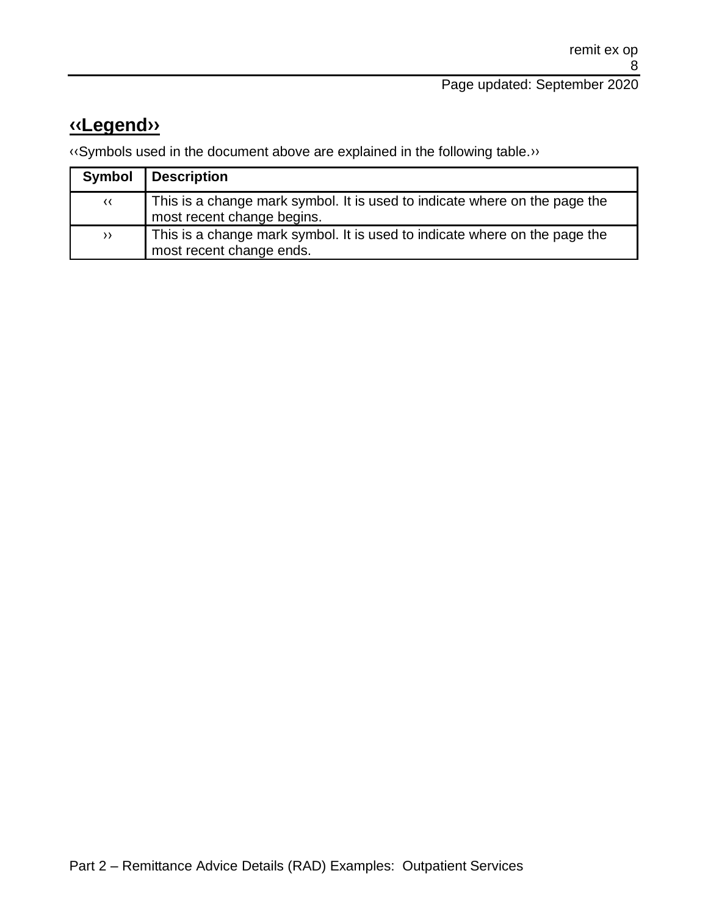## ‹‹Legend››

‹‹Symbols used in the document above are explained in the following table.››

| Symbol | Description |
|---|---|
| ‹‹ | This is a change mark symbol. It is used to indicate where on the page the most recent change begins. |
| ›› | This is a change mark symbol. It is used to indicate where on the page the most recent change ends. |